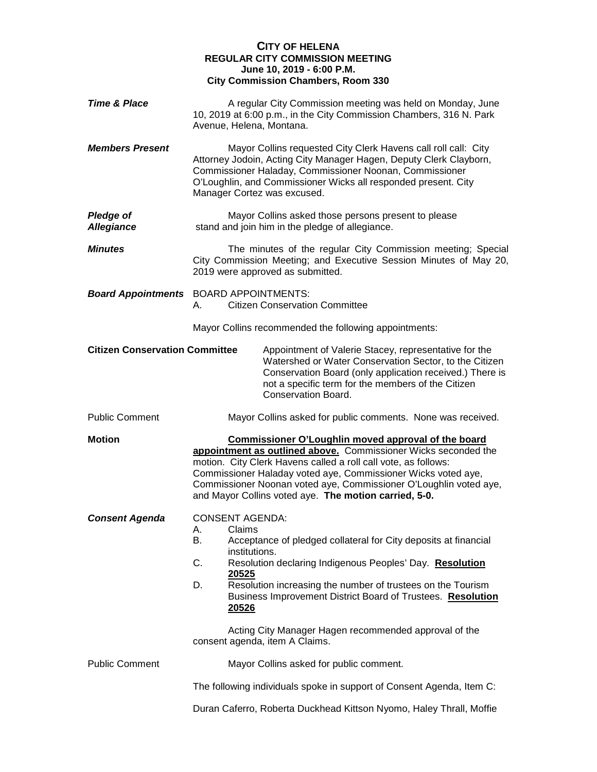# CITY OF HELENA
## REGULAR CITY COMMISSION MEETING
### June 10, 2019 - 6:00 P.M.
### City Commission Chambers, Room 330

***Time & Place***

A regular City Commission meeting was held on Monday, June 10, 2019 at 6:00 p.m., in the City Commission Chambers, 316 N. Park Avenue, Helena, Montana.

***Members Present***

Mayor Collins requested City Clerk Havens call roll call: City Attorney Jodoin, Acting City Manager Hagen, Deputy Clerk Clayborn, Commissioner Haladay, Commissioner Noonan, Commissioner O'Loughlin, and Commissioner Wicks all responded present. City Manager Cortez was excused.

***Pledge of Allegiance***

Mayor Collins asked those persons present to please stand and join him in the pledge of allegiance.

***Minutes***

The minutes of the regular City Commission meeting; Special City Commission Meeting; and Executive Session Minutes of May 20, 2019 were approved as submitted.

***Board Appointments***

BOARD APPOINTMENTS:

A. Citizen Conservation Committee

Mayor Collins recommended the following appointments:

**Citizen Conservation Committee**

Appointment of Valerie Stacey, representative for the Watershed or Water Conservation Sector, to the Citizen Conservation Board (only application received.) There is not a specific term for the members of the Citizen Conservation Board.

Public Comment

Mayor Collins asked for public comments. None was received.

**Motion**

**Commissioner O'Loughlin moved approval of the board appointment as outlined above.** Commissioner Wicks seconded the motion. City Clerk Havens called a roll call vote, as follows: Commissioner Haladay voted aye, Commissioner Wicks voted aye, Commissioner Noonan voted aye, Commissioner O'Loughlin voted aye, and Mayor Collins voted aye. **The motion carried, 5-0.**

***Consent Agenda***

CONSENT AGENDA:

A. Claims
B. Acceptance of pledged collateral for City deposits at financial institutions.
C. Resolution declaring Indigenous Peoples' Day. **Resolution 20525**
D. Resolution increasing the number of trustees on the Tourism Business Improvement District Board of Trustees. **Resolution 20526**

Acting City Manager Hagen recommended approval of the consent agenda, item A Claims.

Public Comment

Mayor Collins asked for public comment.

The following individuals spoke in support of Consent Agenda, Item C:

Duran Caferro, Roberta Duckhead Kittson Nyomo, Haley Thrall, Moffie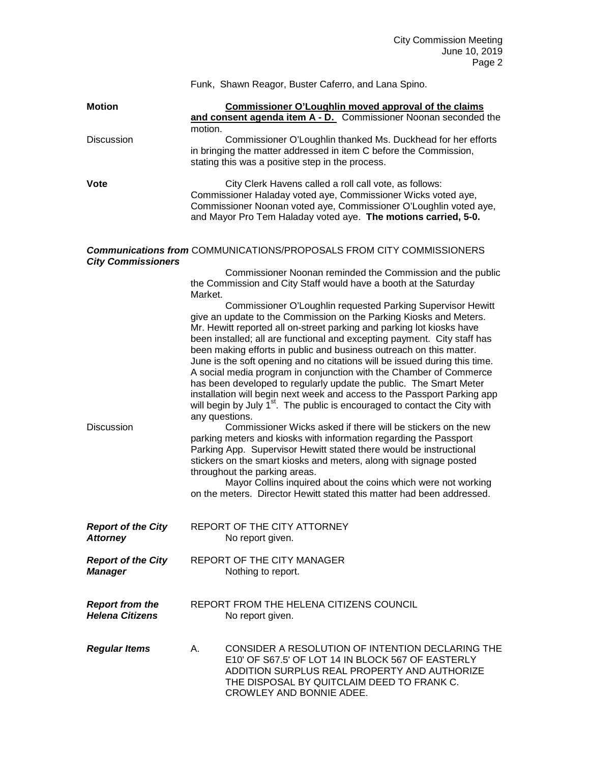Funk, Shawn Reagor, Buster Caferro, and Lana Spino.

**Motion**

**Commissioner O'Loughlin moved approval of the claims and consent agenda item A - D.** Commissioner Noonan seconded the motion.

Discussion

Commissioner O'Loughlin thanked Ms. Duckhead for her efforts in bringing the matter addressed in item C before the Commission, stating this was a positive step in the process.

**Vote**

City Clerk Havens called a roll call vote, as follows: Commissioner Haladay voted aye, Commissioner Wicks voted aye, Commissioner Noonan voted aye, Commissioner O'Loughlin voted aye, and Mayor Pro Tem Haladay voted aye. **The motions carried, 5-0.**

***Communications from City Commissioners***

COMMUNICATIONS/PROPOSALS FROM CITY COMMISSIONERS

Commissioner Noonan reminded the Commission and the public the Commission and City Staff would have a booth at the Saturday Market.

Commissioner O'Loughlin requested Parking Supervisor Hewitt give an update to the Commission on the Parking Kiosks and Meters. Mr. Hewitt reported all on-street parking and parking lot kiosks have been installed; all are functional and excepting payment. City staff has been making efforts in public and business outreach on this matter. June is the soft opening and no citations will be issued during this time. A social media program in conjunction with the Chamber of Commerce has been developed to regularly update the public. The Smart Meter installation will begin next week and access to the Passport Parking app will begin by July 1st. The public is encouraged to contact the City with any questions.

Discussion

Commissioner Wicks asked if there will be stickers on the new parking meters and kiosks with information regarding the Passport Parking App. Supervisor Hewitt stated there would be instructional stickers on the smart kiosks and meters, along with signage posted throughout the parking areas.

Mayor Collins inquired about the coins which were not working on the meters. Director Hewitt stated this matter had been addressed.

***Report of the City Attorney***

REPORT OF THE CITY ATTORNEY

No report given.

***Report of the City Manager***

REPORT OF THE CITY MANAGER

Nothing to report.

***Report from the Helena Citizens***

REPORT FROM THE HELENA CITIZENS COUNCIL

No report given.

***Regular Items***

A. CONSIDER A RESOLUTION OF INTENTION DECLARING THE E10' OF S67.5' OF LOT 14 IN BLOCK 567 OF EASTERLY ADDITION SURPLUS REAL PROPERTY AND AUTHORIZE THE DISPOSAL BY QUITCLAIM DEED TO FRANK C. CROWLEY AND BONNIE ADEE.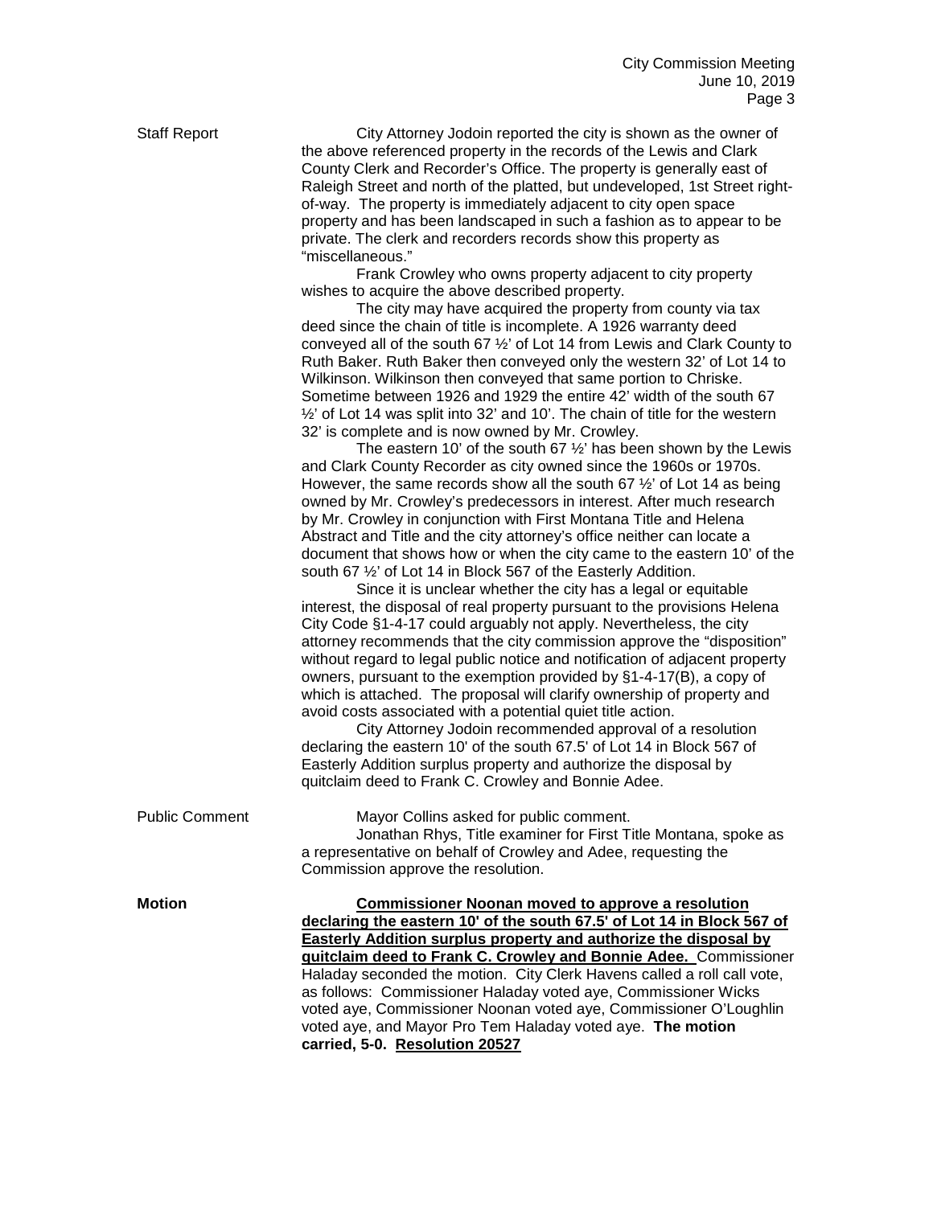**Staff Report**

City Attorney Jodoin reported the city is shown as the owner of the above referenced property in the records of the Lewis and Clark County Clerk and Recorder's Office. The property is generally east of Raleigh Street and north of the platted, but undeveloped, 1st Street right-of-way. The property is immediately adjacent to city open space property and has been landscaped in such a fashion as to appear to be private. The clerk and recorders records show this property as "miscellaneous."

Frank Crowley who owns property adjacent to city property wishes to acquire the above described property.

The city may have acquired the property from county via tax deed since the chain of title is incomplete. A 1926 warranty deed conveyed all of the south 67 ½' of Lot 14 from Lewis and Clark County to Ruth Baker. Ruth Baker then conveyed only the western 32' of Lot 14 to Wilkinson. Wilkinson then conveyed that same portion to Chriske. Sometime between 1926 and 1929 the entire 42' width of the south 67 ½' of Lot 14 was split into 32' and 10'. The chain of title for the western 32' is complete and is now owned by Mr. Crowley.

The eastern 10' of the south 67 ½' has been shown by the Lewis and Clark County Recorder as city owned since the 1960s or 1970s. However, the same records show all the south 67 ½' of Lot 14 as being owned by Mr. Crowley's predecessors in interest. After much research by Mr. Crowley in conjunction with First Montana Title and Helena Abstract and Title and the city attorney's office neither can locate a document that shows how or when the city came to the eastern 10' of the south 67 ½' of Lot 14 in Block 567 of the Easterly Addition.

Since it is unclear whether the city has a legal or equitable interest, the disposal of real property pursuant to the provisions Helena City Code §1-4-17 could arguably not apply. Nevertheless, the city attorney recommends that the city commission approve the "disposition" without regard to legal public notice and notification of adjacent property owners, pursuant to the exemption provided by §1-4-17(B), a copy of which is attached. The proposal will clarify ownership of property and avoid costs associated with a potential quiet title action.

City Attorney Jodoin recommended approval of a resolution declaring the eastern 10' of the south 67.5' of Lot 14 in Block 567 of Easterly Addition surplus property and authorize the disposal by quitclaim deed to Frank C. Crowley and Bonnie Adee.

**Public Comment**

Mayor Collins asked for public comment.

Jonathan Rhys, Title examiner for First Title Montana, spoke as a representative on behalf of Crowley and Adee, requesting the Commission approve the resolution.

**Motion**

**Commissioner Noonan moved to approve a resolution declaring the eastern 10' of the south 67.5' of Lot 14 in Block 567 of Easterly Addition surplus property and authorize the disposal by quitclaim deed to Frank C. Crowley and Bonnie Adee.** Commissioner Haladay seconded the motion. City Clerk Havens called a roll call vote, as follows: Commissioner Haladay voted aye, Commissioner Wicks voted aye, Commissioner Noonan voted aye, Commissioner O'Loughlin voted aye, and Mayor Pro Tem Haladay voted aye. **The motion carried, 5-0. Resolution 20527**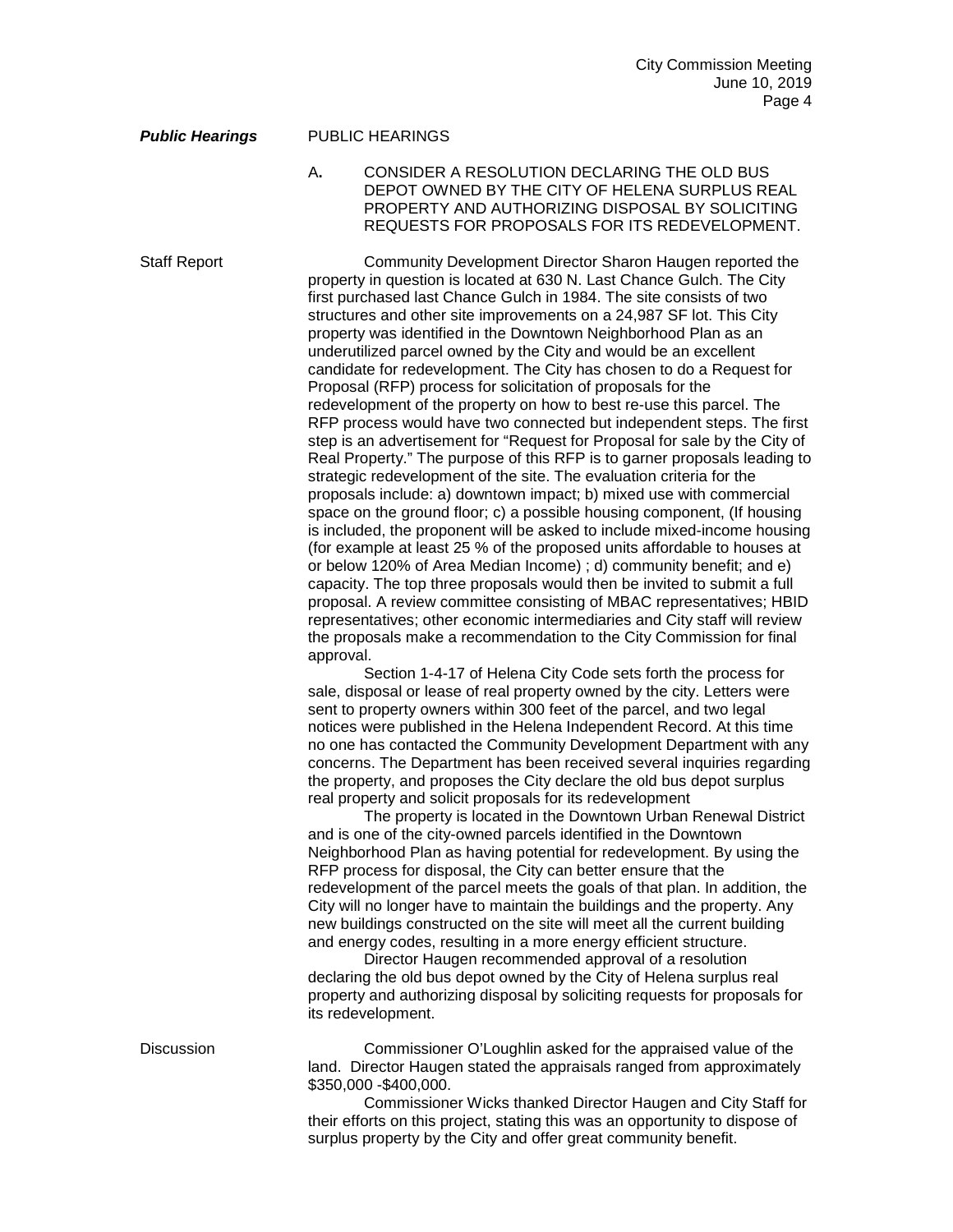***Public Hearings*** PUBLIC HEARINGS

A. CONSIDER A RESOLUTION DECLARING THE OLD BUS DEPOT OWNED BY THE CITY OF HELENA SURPLUS REAL PROPERTY AND AUTHORIZING DISPOSAL BY SOLICITING REQUESTS FOR PROPOSALS FOR ITS REDEVELOPMENT.

Staff Report

Community Development Director Sharon Haugen reported the property in question is located at 630 N. Last Chance Gulch. The City first purchased last Chance Gulch in 1984. The site consists of two structures and other site improvements on a 24,987 SF lot. This City property was identified in the Downtown Neighborhood Plan as an underutilized parcel owned by the City and would be an excellent candidate for redevelopment. The City has chosen to do a Request for Proposal (RFP) process for solicitation of proposals for the redevelopment of the property on how to best re-use this parcel. The RFP process would have two connected but independent steps. The first step is an advertisement for "Request for Proposal for sale by the City of Real Property." The purpose of this RFP is to garner proposals leading to strategic redevelopment of the site. The evaluation criteria for the proposals include: a) downtown impact; b) mixed use with commercial space on the ground floor; c) a possible housing component, (If housing is included, the proponent will be asked to include mixed-income housing (for example at least 25 % of the proposed units affordable to houses at or below 120% of Area Median Income) ; d) community benefit; and e) capacity. The top three proposals would then be invited to submit a full proposal. A review committee consisting of MBAC representatives; HBID representatives; other economic intermediaries and City staff will review the proposals make a recommendation to the City Commission for final approval.

Section 1-4-17 of Helena City Code sets forth the process for sale, disposal or lease of real property owned by the city. Letters were sent to property owners within 300 feet of the parcel, and two legal notices were published in the Helena Independent Record. At this time no one has contacted the Community Development Department with any concerns. The Department has been received several inquiries regarding the property, and proposes the City declare the old bus depot surplus real property and solicit proposals for its redevelopment

The property is located in the Downtown Urban Renewal District and is one of the city-owned parcels identified in the Downtown Neighborhood Plan as having potential for redevelopment. By using the RFP process for disposal, the City can better ensure that the redevelopment of the parcel meets the goals of that plan. In addition, the City will no longer have to maintain the buildings and the property. Any new buildings constructed on the site will meet all the current building and energy codes, resulting in a more energy efficient structure.

Director Haugen recommended approval of a resolution declaring the old bus depot owned by the City of Helena surplus real property and authorizing disposal by soliciting requests for proposals for its redevelopment.

Discussion

Commissioner O'Loughlin asked for the appraised value of the land. Director Haugen stated the appraisals ranged from approximately \$350,000 -\$400,000.

Commissioner Wicks thanked Director Haugen and City Staff for their efforts on this project, stating this was an opportunity to dispose of surplus property by the City and offer great community benefit.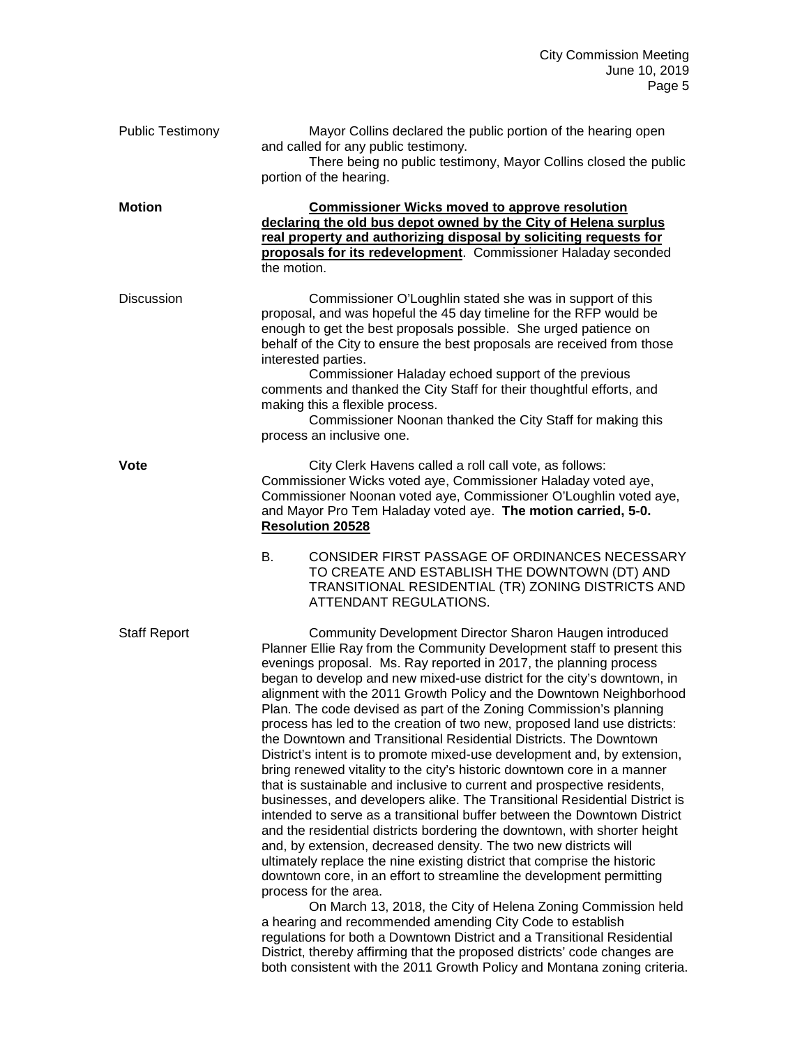**Public Testimony**

Mayor Collins declared the public portion of the hearing open and called for any public testimony.

There being no public testimony, Mayor Collins closed the public portion of the hearing.

**Motion**

**<u>Commissioner Wicks moved to approve resolution declaring the old bus depot owned by the City of Helena surplus real property and authorizing disposal by soliciting requests for proposals for its redevelopment</u>**. Commissioner Haladay seconded the motion.

**Discussion**

Commissioner O'Loughlin stated she was in support of this proposal, and was hopeful the 45 day timeline for the RFP would be enough to get the best proposals possible. She urged patience on behalf of the City to ensure the best proposals are received from those interested parties.

Commissioner Haladay echoed support of the previous comments and thanked the City Staff for their thoughtful efforts, and making this a flexible process.

Commissioner Noonan thanked the City Staff for making this process an inclusive one.

**Vote**

City Clerk Havens called a roll call vote, as follows: Commissioner Wicks voted aye, Commissioner Haladay voted aye, Commissioner Noonan voted aye, Commissioner O'Loughlin voted aye, and Mayor Pro Tem Haladay voted aye. **The motion carried, 5-0. <u>Resolution 20528</u>**

B. CONSIDER FIRST PASSAGE OF ORDINANCES NECESSARY TO CREATE AND ESTABLISH THE DOWNTOWN (DT) AND TRANSITIONAL RESIDENTIAL (TR) ZONING DISTRICTS AND ATTENDANT REGULATIONS.

**Staff Report**

Community Development Director Sharon Haugen introduced Planner Ellie Ray from the Community Development staff to present this evenings proposal. Ms. Ray reported in 2017, the planning process began to develop and new mixed-use district for the city's downtown, in alignment with the 2011 Growth Policy and the Downtown Neighborhood Plan. The code devised as part of the Zoning Commission's planning process has led to the creation of two new, proposed land use districts: the Downtown and Transitional Residential Districts. The Downtown District's intent is to promote mixed-use development and, by extension, bring renewed vitality to the city's historic downtown core in a manner that is sustainable and inclusive to current and prospective residents, businesses, and developers alike. The Transitional Residential District is intended to serve as a transitional buffer between the Downtown District and the residential districts bordering the downtown, with shorter height and, by extension, decreased density. The two new districts will ultimately replace the nine existing district that comprise the historic downtown core, in an effort to streamline the development permitting process for the area.

On March 13, 2018, the City of Helena Zoning Commission held a hearing and recommended amending City Code to establish regulations for both a Downtown District and a Transitional Residential District, thereby affirming that the proposed districts' code changes are both consistent with the 2011 Growth Policy and Montana zoning criteria.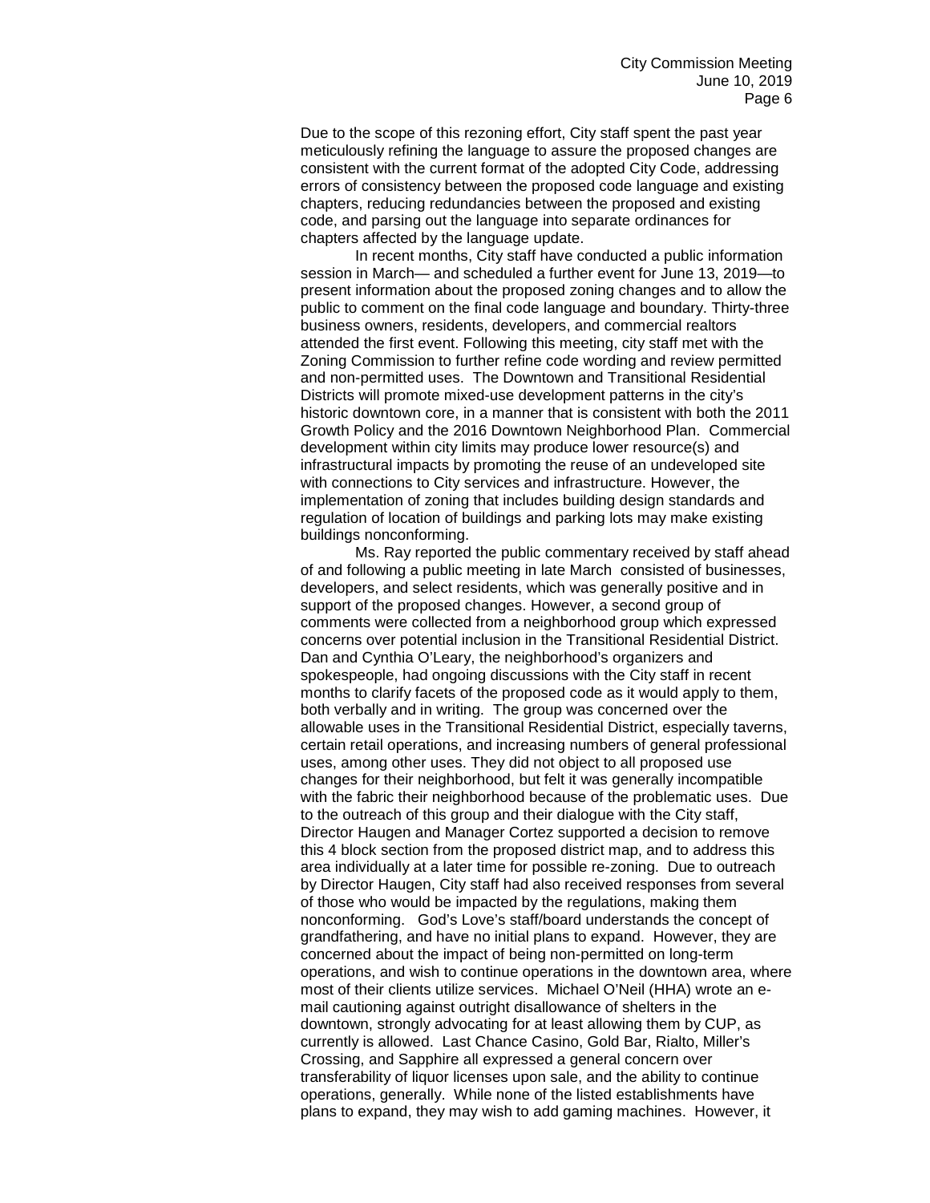Due to the scope of this rezoning effort, City staff spent the past year meticulously refining the language to assure the proposed changes are consistent with the current format of the adopted City Code, addressing errors of consistency between the proposed code language and existing chapters, reducing redundancies between the proposed and existing code, and parsing out the language into separate ordinances for chapters affected by the language update.

In recent months, City staff have conducted a public information session in March— and scheduled a further event for June 13, 2019—to present information about the proposed zoning changes and to allow the public to comment on the final code language and boundary. Thirty-three business owners, residents, developers, and commercial realtors attended the first event. Following this meeting, city staff met with the Zoning Commission to further refine code wording and review permitted and non-permitted uses. The Downtown and Transitional Residential Districts will promote mixed-use development patterns in the city's historic downtown core, in a manner that is consistent with both the 2011 Growth Policy and the 2016 Downtown Neighborhood Plan. Commercial development within city limits may produce lower resource(s) and infrastructural impacts by promoting the reuse of an undeveloped site with connections to City services and infrastructure. However, the implementation of zoning that includes building design standards and regulation of location of buildings and parking lots may make existing buildings nonconforming.

Ms. Ray reported the public commentary received by staff ahead of and following a public meeting in late March consisted of businesses, developers, and select residents, which was generally positive and in support of the proposed changes. However, a second group of comments were collected from a neighborhood group which expressed concerns over potential inclusion in the Transitional Residential District. Dan and Cynthia O'Leary, the neighborhood's organizers and spokespeople, had ongoing discussions with the City staff in recent months to clarify facets of the proposed code as it would apply to them, both verbally and in writing. The group was concerned over the allowable uses in the Transitional Residential District, especially taverns, certain retail operations, and increasing numbers of general professional uses, among other uses. They did not object to all proposed use changes for their neighborhood, but felt it was generally incompatible with the fabric their neighborhood because of the problematic uses. Due to the outreach of this group and their dialogue with the City staff, Director Haugen and Manager Cortez supported a decision to remove this 4 block section from the proposed district map, and to address this area individually at a later time for possible re-zoning. Due to outreach by Director Haugen, City staff had also received responses from several of those who would be impacted by the regulations, making them nonconforming. God's Love's staff/board understands the concept of grandfathering, and have no initial plans to expand. However, they are concerned about the impact of being non-permitted on long-term operations, and wish to continue operations in the downtown area, where most of their clients utilize services. Michael O'Neil (HHA) wrote an e-mail cautioning against outright disallowance of shelters in the downtown, strongly advocating for at least allowing them by CUP, as currently is allowed. Last Chance Casino, Gold Bar, Rialto, Miller's Crossing, and Sapphire all expressed a general concern over transferability of liquor licenses upon sale, and the ability to continue operations, generally. While none of the listed establishments have plans to expand, they may wish to add gaming machines. However, it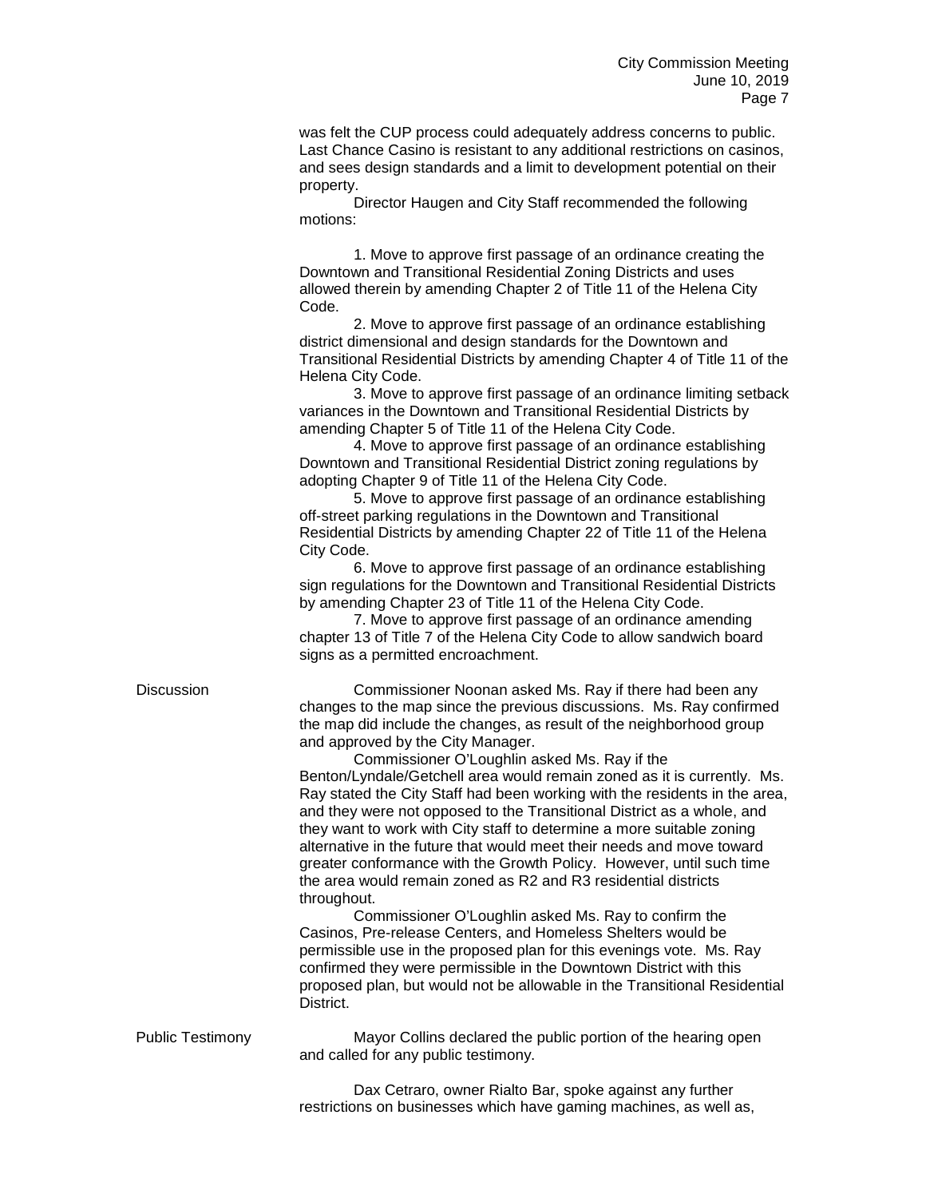was felt the CUP process could adequately address concerns to public. Last Chance Casino is resistant to any additional restrictions on casinos, and sees design standards and a limit to development potential on their property.

Director Haugen and City Staff recommended the following motions:

1. Move to approve first passage of an ordinance creating the Downtown and Transitional Residential Zoning Districts and uses allowed therein by amending Chapter 2 of Title 11 of the Helena City Code.

2. Move to approve first passage of an ordinance establishing district dimensional and design standards for the Downtown and Transitional Residential Districts by amending Chapter 4 of Title 11 of the Helena City Code.

3. Move to approve first passage of an ordinance limiting setback variances in the Downtown and Transitional Residential Districts by amending Chapter 5 of Title 11 of the Helena City Code.

4. Move to approve first passage of an ordinance establishing Downtown and Transitional Residential District zoning regulations by adopting Chapter 9 of Title 11 of the Helena City Code.

5. Move to approve first passage of an ordinance establishing off-street parking regulations in the Downtown and Transitional Residential Districts by amending Chapter 22 of Title 11 of the Helena City Code.

6. Move to approve first passage of an ordinance establishing sign regulations for the Downtown and Transitional Residential Districts by amending Chapter 23 of Title 11 of the Helena City Code.

7. Move to approve first passage of an ordinance amending chapter 13 of Title 7 of the Helena City Code to allow sandwich board signs as a permitted encroachment.

**Discussion**

Commissioner Noonan asked Ms. Ray if there had been any changes to the map since the previous discussions. Ms. Ray confirmed the map did include the changes, as result of the neighborhood group and approved by the City Manager.

Commissioner O'Loughlin asked Ms. Ray if the Benton/Lyndale/Getchell area would remain zoned as it is currently. Ms. Ray stated the City Staff had been working with the residents in the area, and they were not opposed to the Transitional District as a whole, and they want to work with City staff to determine a more suitable zoning alternative in the future that would meet their needs and move toward greater conformance with the Growth Policy. However, until such time the area would remain zoned as R2 and R3 residential districts throughout.

Commissioner O'Loughlin asked Ms. Ray to confirm the Casinos, Pre-release Centers, and Homeless Shelters would be permissible use in the proposed plan for this evenings vote. Ms. Ray confirmed they were permissible in the Downtown District with this proposed plan, but would not be allowable in the Transitional Residential District.

**Public Testimony**

Mayor Collins declared the public portion of the hearing open and called for any public testimony.

Dax Cetraro, owner Rialto Bar, spoke against any further restrictions on businesses which have gaming machines, as well as,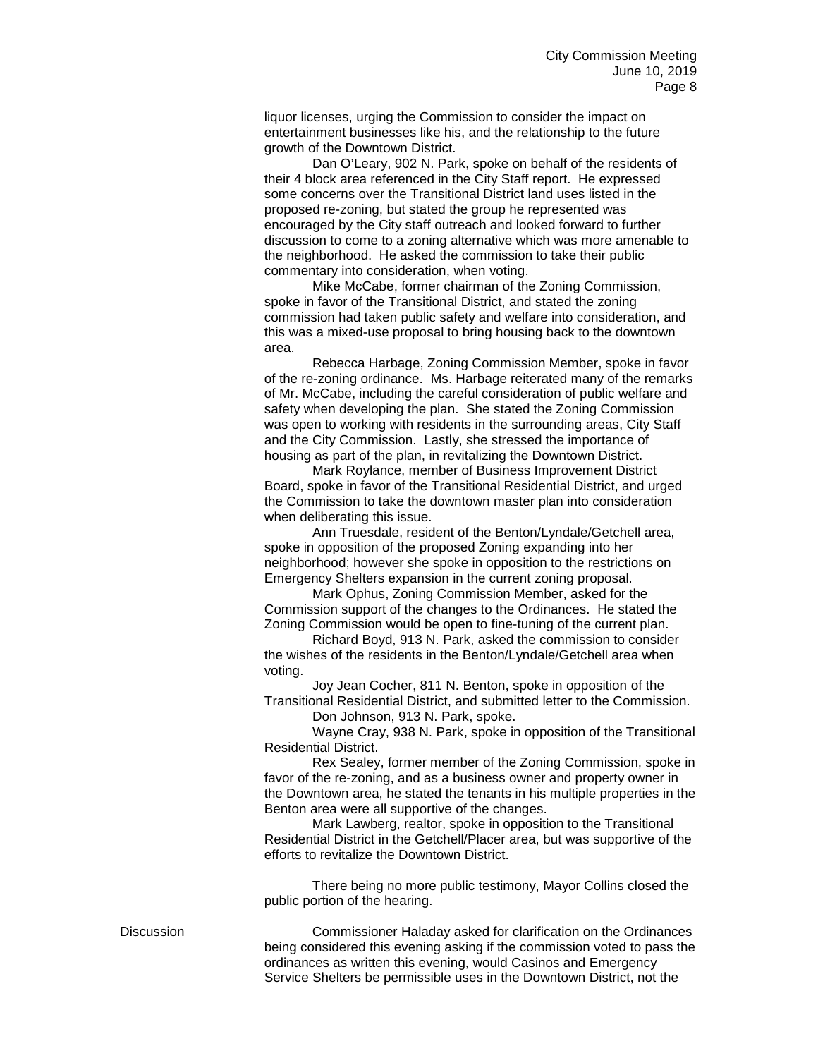liquor licenses, urging the Commission to consider the impact on entertainment businesses like his, and the relationship to the future growth of the Downtown District.

Dan O'Leary, 902 N. Park, spoke on behalf of the residents of their 4 block area referenced in the City Staff report. He expressed some concerns over the Transitional District land uses listed in the proposed re-zoning, but stated the group he represented was encouraged by the City staff outreach and looked forward to further discussion to come to a zoning alternative which was more amenable to the neighborhood. He asked the commission to take their public commentary into consideration, when voting.

Mike McCabe, former chairman of the Zoning Commission, spoke in favor of the Transitional District, and stated the zoning commission had taken public safety and welfare into consideration, and this was a mixed-use proposal to bring housing back to the downtown area.

Rebecca Harbage, Zoning Commission Member, spoke in favor of the re-zoning ordinance. Ms. Harbage reiterated many of the remarks of Mr. McCabe, including the careful consideration of public welfare and safety when developing the plan. She stated the Zoning Commission was open to working with residents in the surrounding areas, City Staff and the City Commission. Lastly, she stressed the importance of housing as part of the plan, in revitalizing the Downtown District.

Mark Roylance, member of Business Improvement District Board, spoke in favor of the Transitional Residential District, and urged the Commission to take the downtown master plan into consideration when deliberating this issue.

Ann Truesdale, resident of the Benton/Lyndale/Getchell area, spoke in opposition of the proposed Zoning expanding into her neighborhood; however she spoke in opposition to the restrictions on Emergency Shelters expansion in the current zoning proposal.

Mark Ophus, Zoning Commission Member, asked for the Commission support of the changes to the Ordinances. He stated the Zoning Commission would be open to fine-tuning of the current plan.

Richard Boyd, 913 N. Park, asked the commission to consider the wishes of the residents in the Benton/Lyndale/Getchell area when voting.

Joy Jean Cocher, 811 N. Benton, spoke in opposition of the Transitional Residential District, and submitted letter to the Commission.

Don Johnson, 913 N. Park, spoke.

Wayne Cray, 938 N. Park, spoke in opposition of the Transitional Residential District.

Rex Sealey, former member of the Zoning Commission, spoke in favor of the re-zoning, and as a business owner and property owner in the Downtown area, he stated the tenants in his multiple properties in the Benton area were all supportive of the changes.

Mark Lawberg, realtor, spoke in opposition to the Transitional Residential District in the Getchell/Placer area, but was supportive of the efforts to revitalize the Downtown District.

There being no more public testimony, Mayor Collins closed the public portion of the hearing.

**Discussion**

Commissioner Haladay asked for clarification on the Ordinances being considered this evening asking if the commission voted to pass the ordinances as written this evening, would Casinos and Emergency Service Shelters be permissible uses in the Downtown District, not the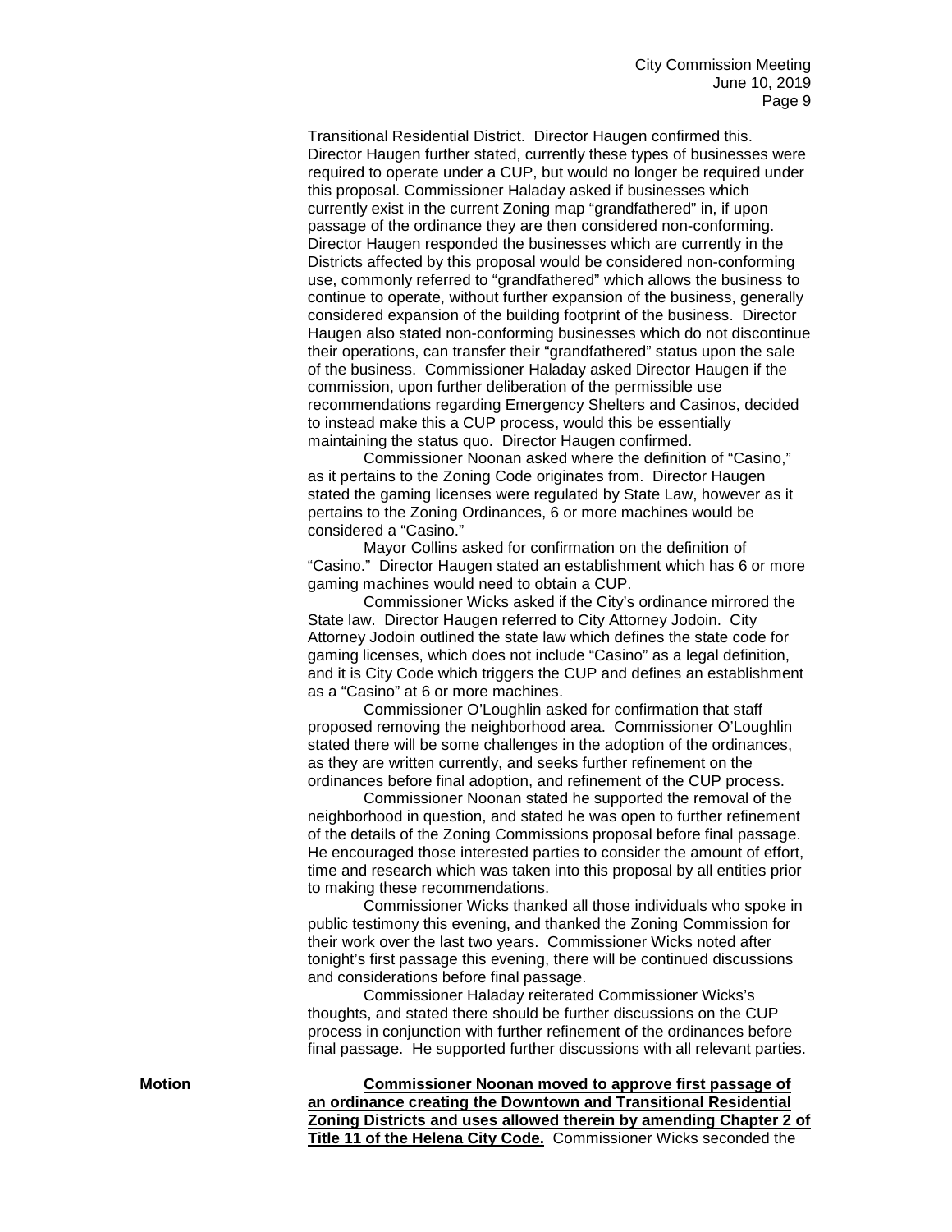Transitional Residential District. Director Haugen confirmed this. Director Haugen further stated, currently these types of businesses were required to operate under a CUP, but would no longer be required under this proposal. Commissioner Haladay asked if businesses which currently exist in the current Zoning map "grandfathered" in, if upon passage of the ordinance they are then considered non-conforming. Director Haugen responded the businesses which are currently in the Districts affected by this proposal would be considered non-conforming use, commonly referred to "grandfathered" which allows the business to continue to operate, without further expansion of the business, generally considered expansion of the building footprint of the business. Director Haugen also stated non-conforming businesses which do not discontinue their operations, can transfer their "grandfathered" status upon the sale of the business. Commissioner Haladay asked Director Haugen if the commission, upon further deliberation of the permissible use recommendations regarding Emergency Shelters and Casinos, decided to instead make this a CUP process, would this be essentially maintaining the status quo. Director Haugen confirmed.

Commissioner Noonan asked where the definition of "Casino," as it pertains to the Zoning Code originates from. Director Haugen stated the gaming licenses were regulated by State Law, however as it pertains to the Zoning Ordinances, 6 or more machines would be considered a "Casino."

Mayor Collins asked for confirmation on the definition of "Casino." Director Haugen stated an establishment which has 6 or more gaming machines would need to obtain a CUP.

Commissioner Wicks asked if the City's ordinance mirrored the State law. Director Haugen referred to City Attorney Jodoin. City Attorney Jodoin outlined the state law which defines the state code for gaming licenses, which does not include "Casino" as a legal definition, and it is City Code which triggers the CUP and defines an establishment as a "Casino" at 6 or more machines.

Commissioner O'Loughlin asked for confirmation that staff proposed removing the neighborhood area. Commissioner O'Loughlin stated there will be some challenges in the adoption of the ordinances, as they are written currently, and seeks further refinement on the ordinances before final adoption, and refinement of the CUP process.

Commissioner Noonan stated he supported the removal of the neighborhood in question, and stated he was open to further refinement of the details of the Zoning Commissions proposal before final passage. He encouraged those interested parties to consider the amount of effort, time and research which was taken into this proposal by all entities prior to making these recommendations.

Commissioner Wicks thanked all those individuals who spoke in public testimony this evening, and thanked the Zoning Commission for their work over the last two years. Commissioner Wicks noted after tonight's first passage this evening, there will be continued discussions and considerations before final passage.

Commissioner Haladay reiterated Commissioner Wicks's thoughts, and stated there should be further discussions on the CUP process in conjunction with further refinement of the ordinances before final passage. He supported further discussions with all relevant parties.

**Motion**

**Commissioner Noonan moved to approve first passage of an ordinance creating the Downtown and Transitional Residential Zoning Districts and uses allowed therein by amending Chapter 2 of Title 11 of the Helena City Code.** Commissioner Wicks seconded the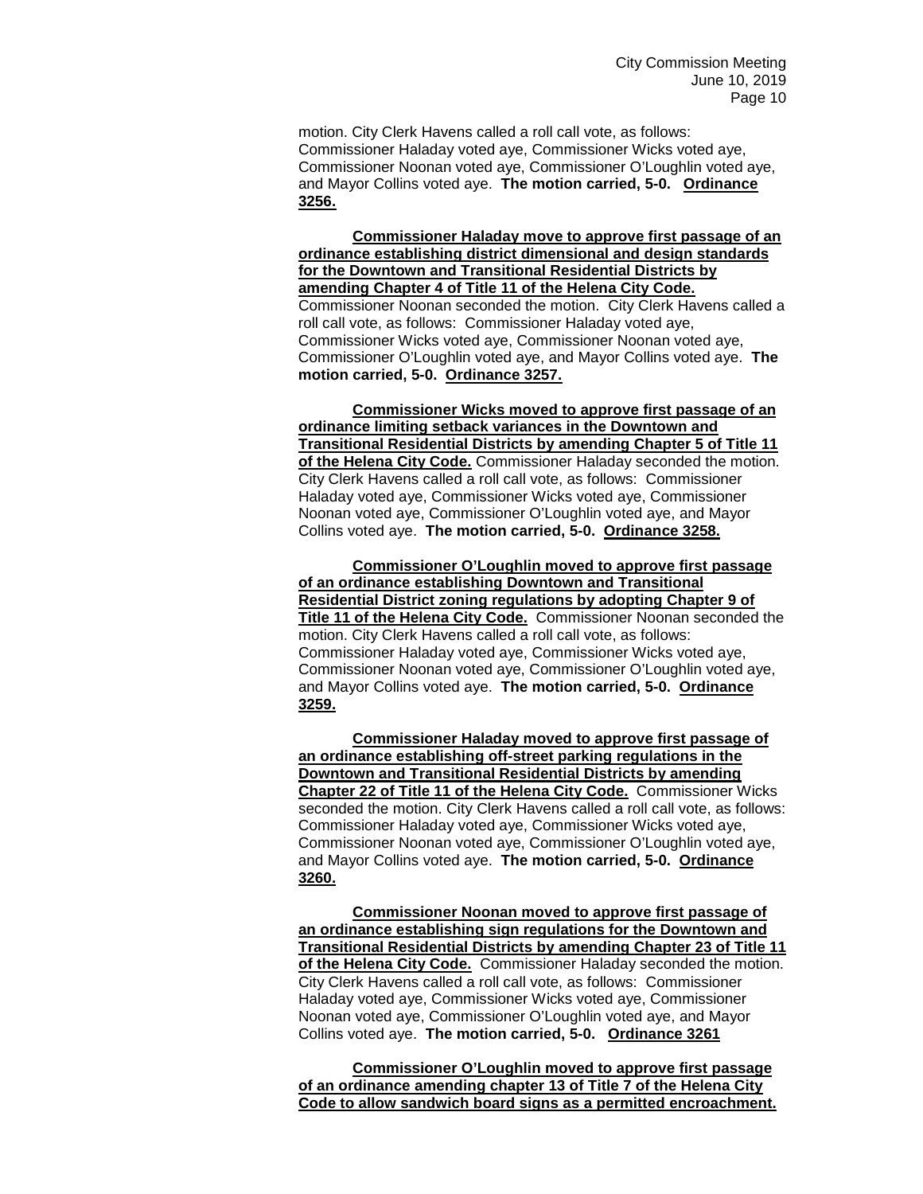motion. City Clerk Havens called a roll call vote, as follows: Commissioner Haladay voted aye, Commissioner Wicks voted aye, Commissioner Noonan voted aye, Commissioner O'Loughlin voted aye, and Mayor Collins voted aye. **The motion carried, 5-0. Ordinance 3256.**

**Commissioner Haladay move to approve first passage of an ordinance establishing district dimensional and design standards for the Downtown and Transitional Residential Districts by amending Chapter 4 of Title 11 of the Helena City Code.** Commissioner Noonan seconded the motion. City Clerk Havens called a roll call vote, as follows: Commissioner Haladay voted aye, Commissioner Wicks voted aye, Commissioner Noonan voted aye, Commissioner O'Loughlin voted aye, and Mayor Collins voted aye. **The motion carried, 5-0. Ordinance 3257.**

**Commissioner Wicks moved to approve first passage of an ordinance limiting setback variances in the Downtown and Transitional Residential Districts by amending Chapter 5 of Title 11 of the Helena City Code.** Commissioner Haladay seconded the motion. City Clerk Havens called a roll call vote, as follows: Commissioner Haladay voted aye, Commissioner Wicks voted aye, Commissioner Noonan voted aye, Commissioner O'Loughlin voted aye, and Mayor Collins voted aye. **The motion carried, 5-0. Ordinance 3258.**

**Commissioner O'Loughlin moved to approve first passage of an ordinance establishing Downtown and Transitional Residential District zoning regulations by adopting Chapter 9 of Title 11 of the Helena City Code.** Commissioner Noonan seconded the motion. City Clerk Havens called a roll call vote, as follows: Commissioner Haladay voted aye, Commissioner Wicks voted aye, Commissioner Noonan voted aye, Commissioner O'Loughlin voted aye, and Mayor Collins voted aye. **The motion carried, 5-0. Ordinance 3259.**

**Commissioner Haladay moved to approve first passage of an ordinance establishing off-street parking regulations in the Downtown and Transitional Residential Districts by amending Chapter 22 of Title 11 of the Helena City Code.** Commissioner Wicks seconded the motion. City Clerk Havens called a roll call vote, as follows: Commissioner Haladay voted aye, Commissioner Wicks voted aye, Commissioner Noonan voted aye, Commissioner O'Loughlin voted aye, and Mayor Collins voted aye. **The motion carried, 5-0. Ordinance 3260.**

**Commissioner Noonan moved to approve first passage of an ordinance establishing sign regulations for the Downtown and Transitional Residential Districts by amending Chapter 23 of Title 11 of the Helena City Code.** Commissioner Haladay seconded the motion. City Clerk Havens called a roll call vote, as follows: Commissioner Haladay voted aye, Commissioner Wicks voted aye, Commissioner Noonan voted aye, Commissioner O'Loughlin voted aye, and Mayor Collins voted aye. **The motion carried, 5-0. Ordinance 3261**

**Commissioner O'Loughlin moved to approve first passage of an ordinance amending chapter 13 of Title 7 of the Helena City Code to allow sandwich board signs as a permitted encroachment.**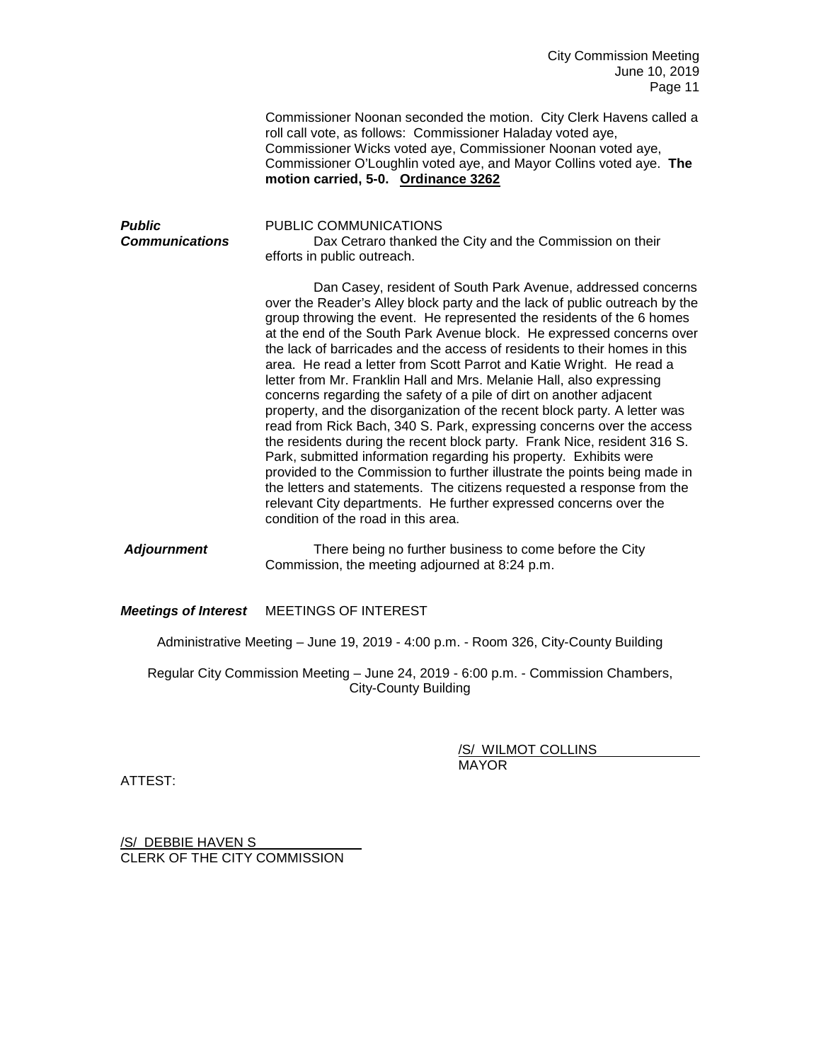Commissioner Noonan seconded the motion. City Clerk Havens called a roll call vote, as follows: Commissioner Haladay voted aye, Commissioner Wicks voted aye, Commissioner Noonan voted aye, Commissioner O'Loughlin voted aye, and Mayor Collins voted aye. **The motion carried, 5-0. Ordinance 3262**

***Public Communications***

PUBLIC COMMUNICATIONS

Dax Cetraro thanked the City and the Commission on their efforts in public outreach.

Dan Casey, resident of South Park Avenue, addressed concerns over the Reader's Alley block party and the lack of public outreach by the group throwing the event. He represented the residents of the 6 homes at the end of the South Park Avenue block. He expressed concerns over the lack of barricades and the access of residents to their homes in this area. He read a letter from Scott Parrot and Katie Wright. He read a letter from Mr. Franklin Hall and Mrs. Melanie Hall, also expressing concerns regarding the safety of a pile of dirt on another adjacent property, and the disorganization of the recent block party. A letter was read from Rick Bach, 340 S. Park, expressing concerns over the access the residents during the recent block party. Frank Nice, resident 316 S. Park, submitted information regarding his property. Exhibits were provided to the Commission to further illustrate the points being made in the letters and statements. The citizens requested a response from the relevant City departments. He further expressed concerns over the condition of the road in this area.

***Adjournment***

There being no further business to come before the City Commission, the meeting adjourned at 8:24 p.m.

***Meetings of Interest*** MEETINGS OF INTEREST

Administrative Meeting – June 19, 2019 - 4:00 p.m. - Room 326, City-County Building

Regular City Commission Meeting – June 24, 2019 - 6:00 p.m. - Commission Chambers, City-County Building

/S/ WILMOT COLLINS
MAYOR

ATTEST:

/S/ DEBBIE HAVEN S
CLERK OF THE CITY COMMISSION